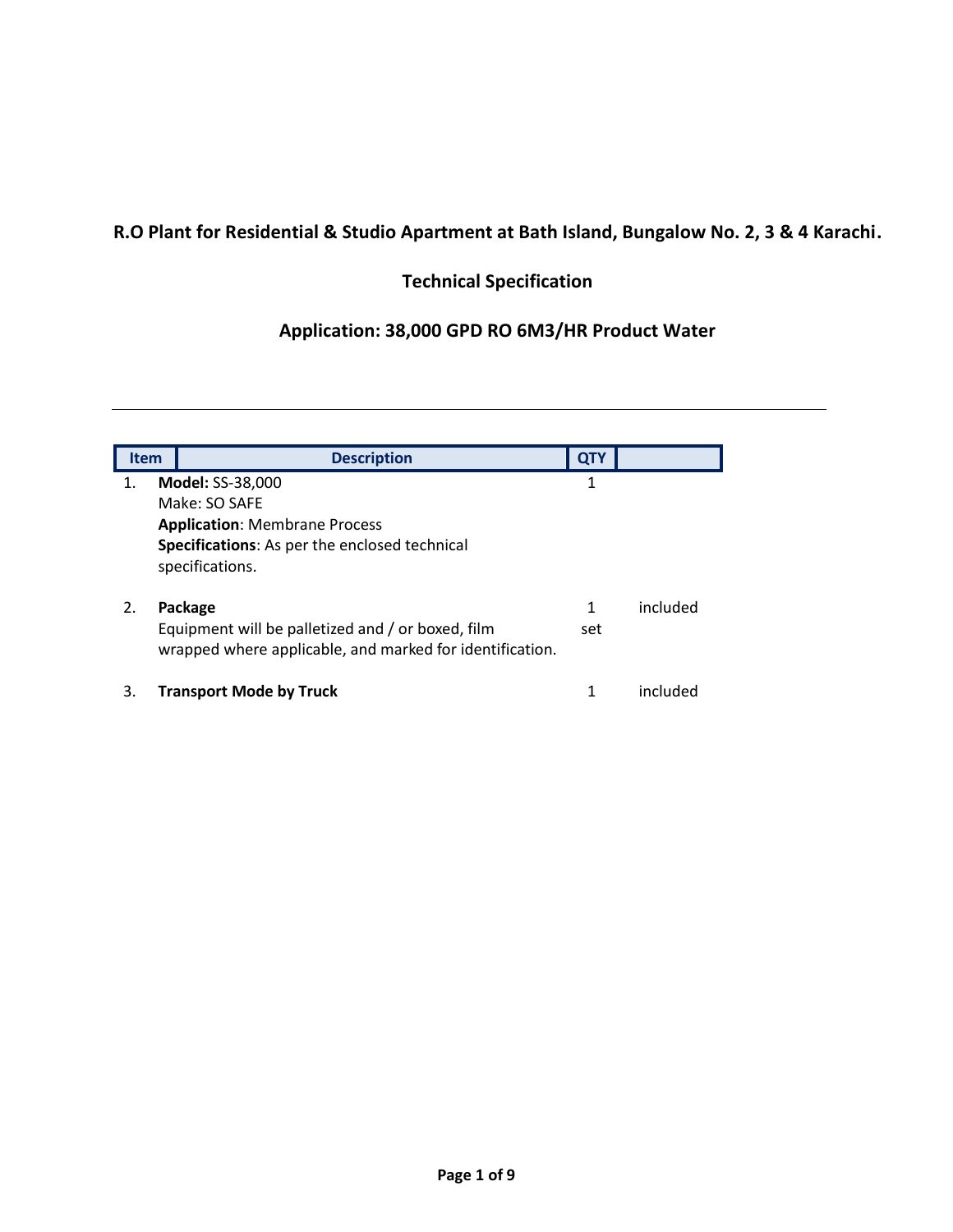## R.O Plant for Residential & Studio Apartment at Bath Island, Bungalow No. 2, 3 & 4 Karachi.

## Technical Specification

## Application: 38,000 GPD RO 6M3/HR Product Water

---

| Item | Description | QTY | |
|---|---|---|---|
| 1. | **Model:** SS-38,000<br>Make: SO SAFE<br>**Application**: Membrane Process<br>**Specifications**: As per the enclosed technical specifications. | 1 | |
| 2. | **Package**<br>Equipment will be palletized and / or boxed, film wrapped where applicable, and marked for identification. | 1 set | included |
| 3. | **Transport Mode by Truck** | 1 | included |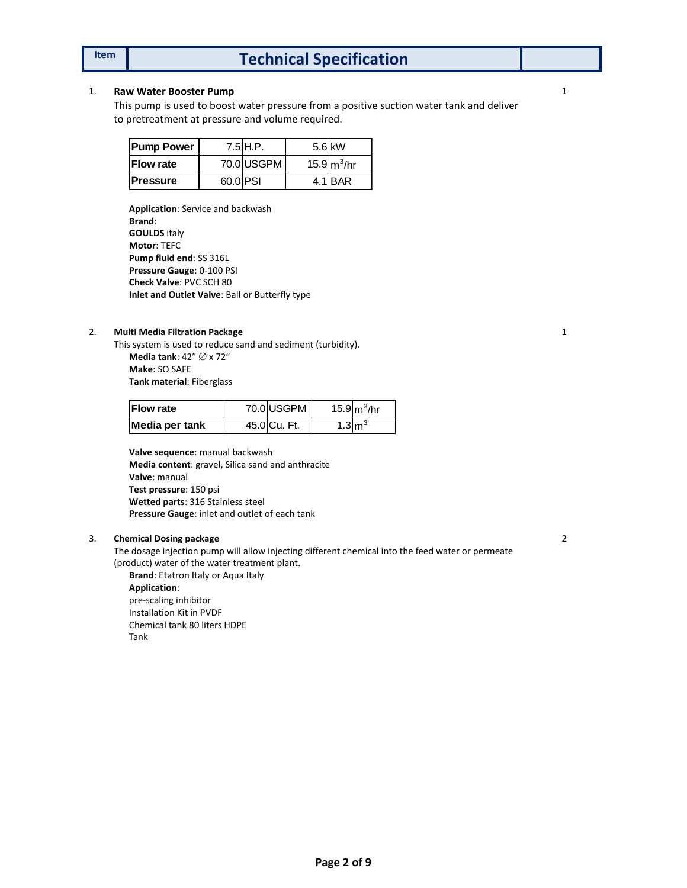| Item | Technical Specification | |
|---|---|---|

1. **Raw Water Booster Pump** — 1

This pump is used to boost water pressure from a positive suction water tank and deliver to pretreatment at pressure and volume required.

| Pump Power | 7.5 | H.P. | 5.6 | kW |
|---|---|---|---|---|
| Flow rate | 70.0 | USGPM | 15.9 | $m^3$/hr |
| Pressure | 60.0 | PSI | 4.1 | BAR |

**Application**: Service and backwash
**Brand**:
**GOULDS** italy
**Motor**: TEFC
**Pump fluid end**: SS 316L
**Pressure Gauge**: 0-100 PSI
**Check Valve**: PVC SCH 80
**Inlet and Outlet Valve**: Ball or Butterfly type

2. **Multi Media Filtration Package** — 1

This system is used to reduce sand and sediment (turbidity).
**Media tank**: 42” ∅ x 72”
**Make**: SO SAFE
**Tank material**: Fiberglass

| Flow rate | 70.0 | USGPM | 15.9 | $m^3$/hr |
|---|---|---|---|---|
| Media per tank | 45.0 | Cu. Ft. | 1.3 | $m^3$ |

**Valve sequence**: manual backwash
**Media content**: gravel, Silica sand and anthracite
**Valve**: manual
**Test pressure**: 150 psi
**Wetted parts**: 316 Stainless steel
**Pressure Gauge**: inlet and outlet of each tank

3. **Chemical Dosing package** — 2

The dosage injection pump will allow injecting different chemical into the feed water or permeate (product) water of the water treatment plant.
**Brand**: Etatron Italy or Aqua Italy
**Application**:
pre-scaling inhibitor
Installation Kit in PVDF
Chemical tank 80 liters HDPE
Tank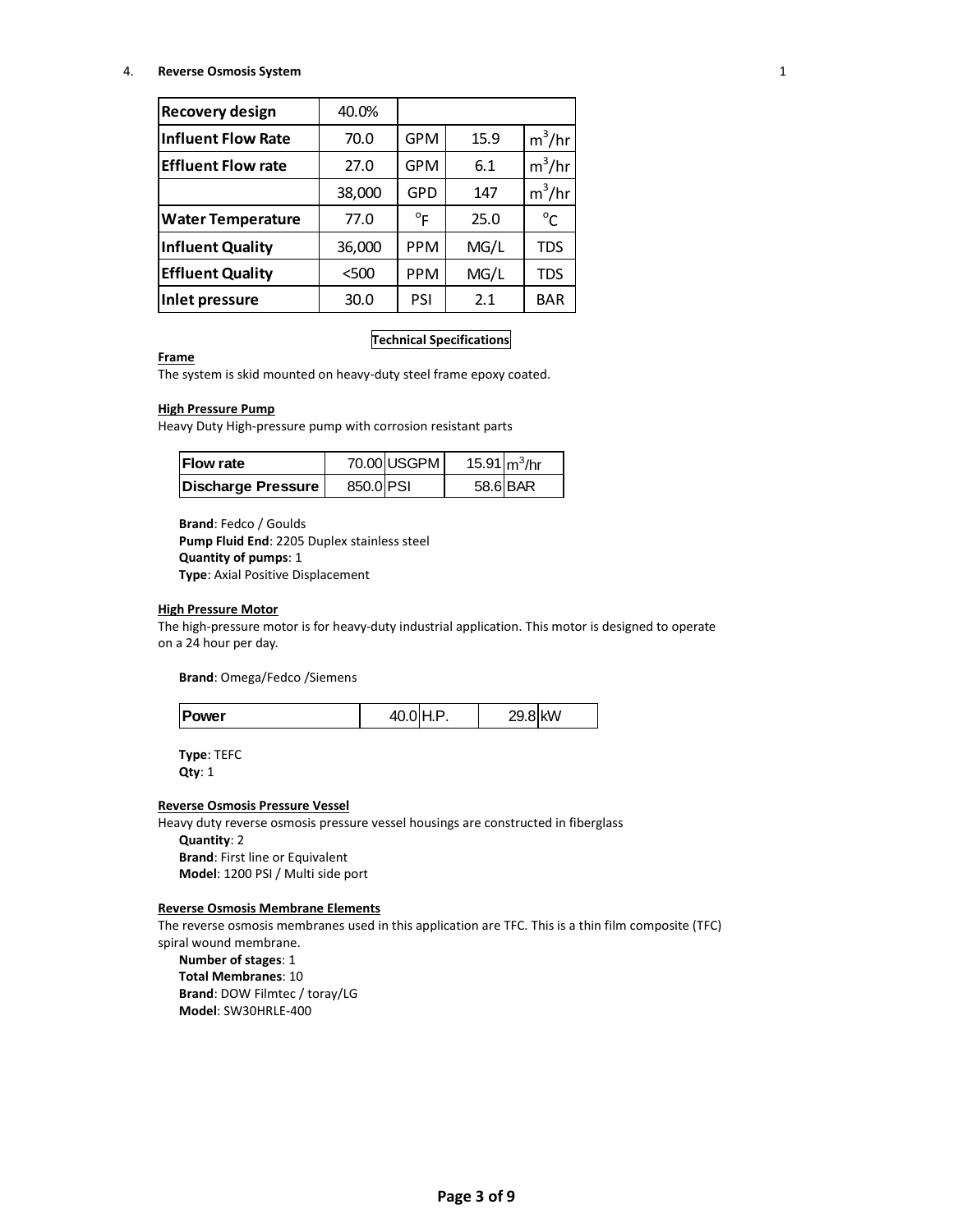## 4. Reverse Osmosis System

| Recovery design | 40.0% | | | |
|---|---|---|---|---|
| Influent Flow Rate | 70.0 | GPM | 15.9 | $m^3/hr$ |
| Effluent Flow rate | 27.0 | GPM | 6.1 | $m^3/hr$ |
| | 38,000 | GPD | 147 | $m^3/hr$ |
| Water Temperature | 77.0 | $^oF$ | 25.0 | $^oC$ |
| Influent Quality | 36,000 | PPM | MG/L | TDS |
| Effluent Quality | <500 | PPM | MG/L | TDS |
| Inlet pressure | 30.0 | PSI | 2.1 | BAR |

### Technical Specifications

**Frame**

The system is skid mounted on heavy-duty steel frame epoxy coated.

**High Pressure Pump**

Heavy Duty High-pressure pump with corrosion resistant parts

| Flow rate | 70.00 | USGPM | 15.91 | $m^3/hr$ |
|---|---|---|---|---|
| Discharge Pressure | 850.0 | PSI | 58.6 | BAR |

**Brand**: Fedco / Goulds
**Pump Fluid End**: 2205 Duplex stainless steel
**Quantity of pumps**: 1
**Type**: Axial Positive Displacement

**High Pressure Motor**

The high-pressure motor is for heavy-duty industrial application. This motor is designed to operate on a 24 hour per day.

**Brand**: Omega/Fedco /Siemens

| Power | 40.0 | H.P. | 29.8 | kW |
|---|---|---|---|---|

**Type**: TEFC
**Qty**: 1

**Reverse Osmosis Pressure Vessel**

Heavy duty reverse osmosis pressure vessel housings are constructed in fiberglass
**Quantity**: 2
**Brand**: First line or Equivalent
**Model**: 1200 PSI / Multi side port

**Reverse Osmosis Membrane Elements**

The reverse osmosis membranes used in this application are TFC. This is a thin film composite (TFC) spiral wound membrane.
**Number of stages**: 1
**Total Membranes**: 10
**Brand**: DOW Filmtec / toray/LG
**Model**: SW30HRLE-400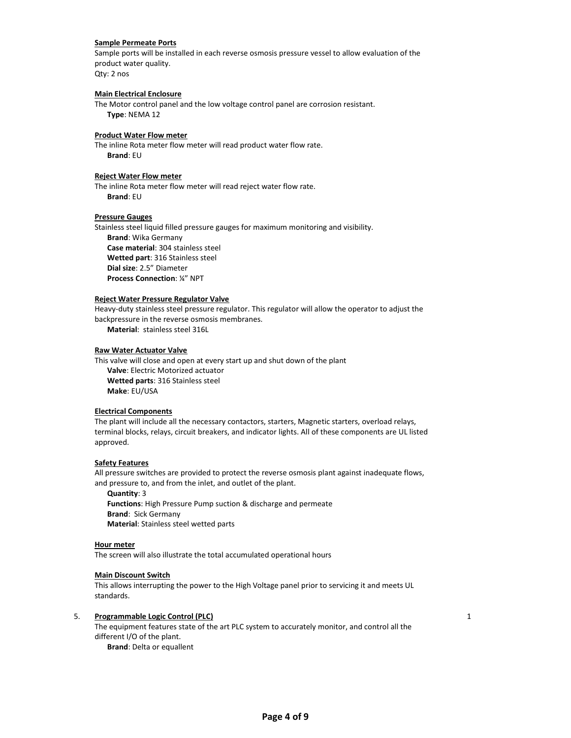**Sample Permeate Ports**

Sample ports will be installed in each reverse osmosis pressure vessel to allow evaluation of the product water quality.
Qty: 2 nos

**Main Electrical Enclosure**

The Motor control panel and the low voltage control panel are corrosion resistant.
**Type**: NEMA 12

**Product Water Flow meter**

The inline Rota meter flow meter will read product water flow rate.
**Brand**: EU

**Reject Water Flow meter**

The inline Rota meter flow meter will read reject water flow rate.
**Brand**: EU

**Pressure Gauges**

Stainless steel liquid filled pressure gauges for maximum monitoring and visibility.
**Brand**: Wika Germany
**Case material**: 304 stainless steel
**Wetted part**: 316 Stainless steel
**Dial size**: 2.5" Diameter
**Process Connection**: ¼" NPT

**Reject Water Pressure Regulator Valve**

Heavy-duty stainless steel pressure regulator. This regulator will allow the operator to adjust the backpressure in the reverse osmosis membranes.
**Material**: stainless steel 316L

**Raw Water Actuator Valve**

This valve will close and open at every start up and shut down of the plant
**Valve**: Electric Motorized actuator
**Wetted parts**: 316 Stainless steel
**Make**: EU/USA

**Electrical Components**

The plant will include all the necessary contactors, starters, Magnetic starters, overload relays, terminal blocks, relays, circuit breakers, and indicator lights. All of these components are UL listed approved.

**Safety Features**

All pressure switches are provided to protect the reverse osmosis plant against inadequate flows, and pressure to, and from the inlet, and outlet of the plant.
**Quantity**: 3
**Functions**: High Pressure Pump suction & discharge and permeate
**Brand**: Sick Germany
**Material**: Stainless steel wetted parts

**Hour meter**

The screen will also illustrate the total accumulated operational hours

**Main Discount Switch**

This allows interrupting the power to the High Voltage panel prior to servicing it and meets UL standards.

5. **Programmable Logic Control (PLC)** 1

The equipment features state of the art PLC system to accurately monitor, and control all the different I/O of the plant.
**Brand**: Delta or equallent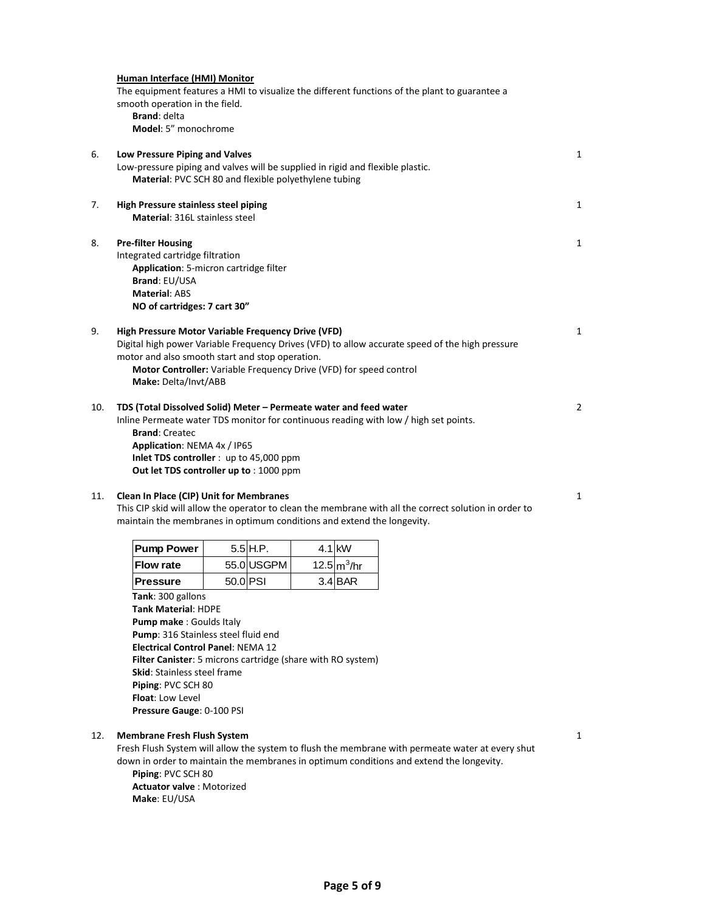**Human Interface (HMI) Monitor**

The equipment features a HMI to visualize the different functions of the plant to guarantee a smooth operation in the field.

**Brand**: delta
**Model**: 5" monochrome

6. **Low Pressure Piping and Valves** — 1

Low-pressure piping and valves will be supplied in rigid and flexible plastic.
**Material**: PVC SCH 80 and flexible polyethylene tubing

7. **High Pressure stainless steel piping** — 1

**Material**: 316L stainless steel

8. **Pre-filter Housing** — 1

Integrated cartridge filtration
**Application**: 5-micron cartridge filter
**Brand**: EU/USA
**Material**: ABS
**NO of cartridges: 7 cart 30"**

9. **High Pressure Motor Variable Frequency Drive (VFD)** — 1

Digital high power Variable Frequency Drives (VFD) to allow accurate speed of the high pressure motor and also smooth start and stop operation.
**Motor Controller:** Variable Frequency Drive (VFD) for speed control
**Make:** Delta/Invt/ABB

10. **TDS (Total Dissolved Solid) Meter – Permeate water and feed water** — 2

Inline Permeate water TDS monitor for continuous reading with low / high set points.
**Brand**: Createc
**Application**: NEMA 4x / IP65
**Inlet TDS controller** : up to 45,000 ppm
**Out let TDS controller up to** : 1000 ppm

11. **Clean In Place (CIP) Unit for Membranes** — 1

This CIP skid will allow the operator to clean the membrane with all the correct solution in order to maintain the membranes in optimum conditions and extend the longevity.

| **Pump Power** | 5.5 | H.P. | 4.1 | kW |
|---|---|---|---|---|
| **Flow rate** | 55.0 | USGPM | 12.5 | $m^3$/hr |
| **Pressure** | 50.0 | PSI | 3.4 | BAR |

**Tank**: 300 gallons
**Tank Material**: HDPE
**Pump make** : Goulds Italy
**Pump**: 316 Stainless steel fluid end
**Electrical Control Panel**: NEMA 12
**Filter Canister**: 5 microns cartridge (share with RO system)
**Skid**: Stainless steel frame
**Piping**: PVC SCH 80
**Float**: Low Level
**Pressure Gauge**: 0-100 PSI

12. **Membrane Fresh Flush System** — 1

Fresh Flush System will allow the system to flush the membrane with permeate water at every shut down in order to maintain the membranes in optimum conditions and extend the longevity.
**Piping**: PVC SCH 80
**Actuator valve** : Motorized
**Make**: EU/USA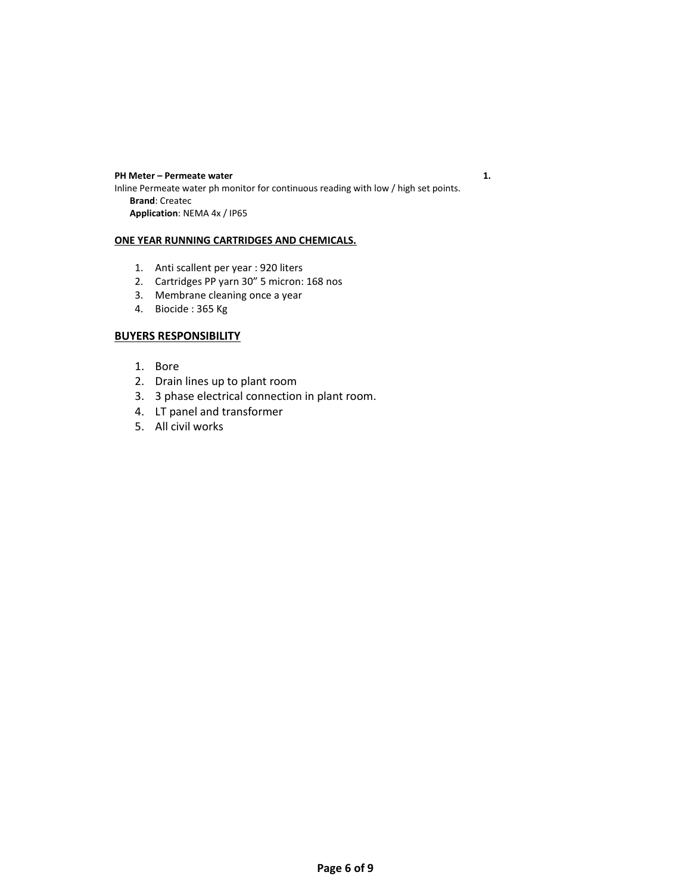**PH Meter – Permeate water** **1.**

Inline Permeate water ph monitor for continuous reading with low / high set points.

**Brand**: Createc
**Application**: NEMA 4x / IP65

**ONE YEAR RUNNING CARTRIDGES AND CHEMICALS.**

1. Anti scallent per year : 920 liters
2. Cartridges PP yarn 30” 5 micron: 168 nos
3. Membrane cleaning once a year
4. Biocide : 365 Kg

## BUYERS RESPONSIBILITY

1. Bore
2. Drain lines up to plant room
3. 3 phase electrical connection in plant room.
4. LT panel and transformer
5. All civil works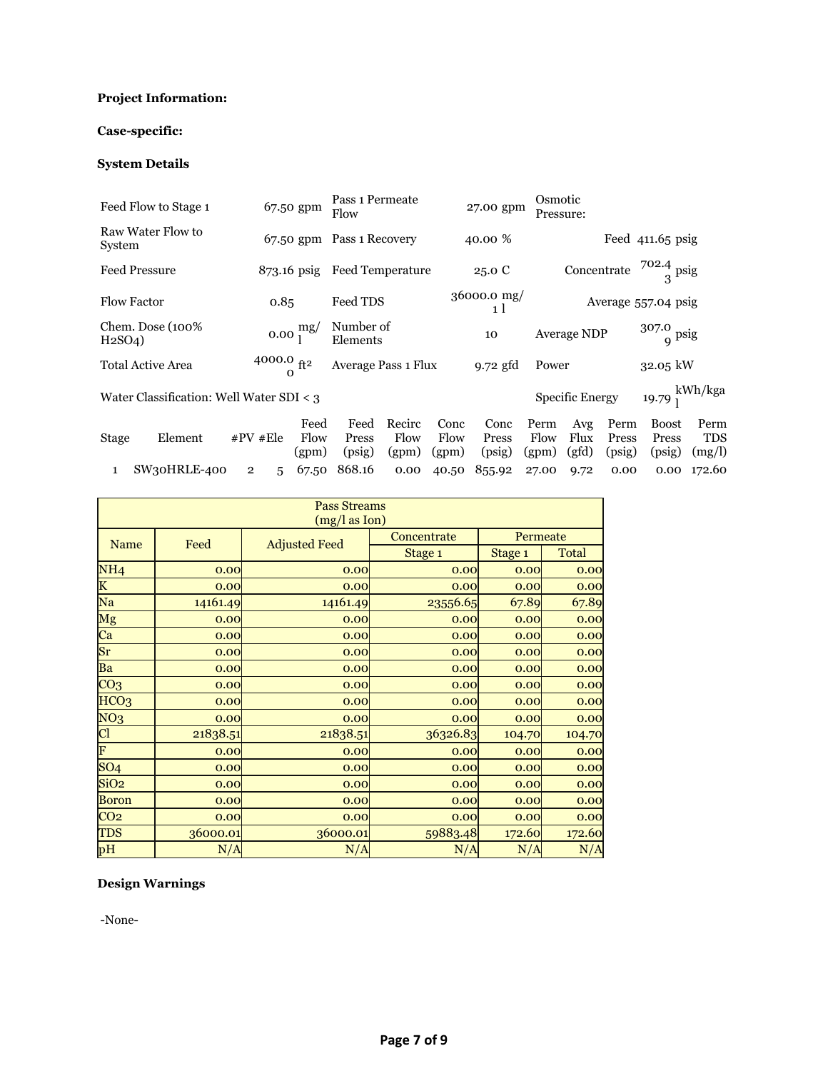**Project Information:**

**Case-specific:**

**System Details**

| | | | | | |
|---|---|---|---|---|---|
| Feed Flow to Stage 1 | 67.50 gpm | Pass 1 Permeate Flow | 27.00 gpm | Osmotic Pressure: | |
| Raw Water Flow to System | 67.50 gpm | Pass 1 Recovery | 40.00 % | Feed | 411.65 psig |
| Feed Pressure | 873.16 psig | Feed Temperature | 25.0 C | Concentrate | 702.43 psig |
| Flow Factor | 0.85 | Feed TDS | 36000.01 mg/l | Average | 557.04 psig |
| Chem. Dose (100% $H_2SO_4$) | 0.00 mg/l | Number of Elements | 10 | Average NDP | 307.09 psig |
| Total Active Area | 4000.00 ft² | Average Pass 1 Flux | 9.72 gfd | Power | 32.05 kW |
| Water Classification: Well Water SDI < 3 | | | | Specific Energy | 19.79 kWh/kgal |

| Stage | Element | #PV | #Ele | Feed Flow (gpm) | Feed Press (psig) | Recirc Flow (gpm) | Conc Flow (gpm) | Conc Press (psig) | Perm Flow (gpm) | Avg Flux (gfd) | Perm Press (psig) | Boost Press (psig) | Perm TDS (mg/l) |
|---|---|---|---|---|---|---|---|---|---|---|---|---|---|
| 1 | SW30HRLE-400 | 2 | 5 | 67.50 | 868.16 | 0.00 | 40.50 | 855.92 | 27.00 | 9.72 | 0.00 | 0.00 | 172.60 |

| Pass Streams (mg/l as Ion) | | | | | |
|---|---|---|---|---|---|
| Name | Feed | Adjusted Feed | Concentrate | Permeate | |
| | | | Stage 1 | Stage 1 | Total |
| $NH_4$ | 0.00 | 0.00 | 0.00 | 0.00 | 0.00 |
| K | 0.00 | 0.00 | 0.00 | 0.00 | 0.00 |
| Na | 14161.49 | 14161.49 | 23556.65 | 67.89 | 67.89 |
| Mg | 0.00 | 0.00 | 0.00 | 0.00 | 0.00 |
| Ca | 0.00 | 0.00 | 0.00 | 0.00 | 0.00 |
| Sr | 0.00 | 0.00 | 0.00 | 0.00 | 0.00 |
| Ba | 0.00 | 0.00 | 0.00 | 0.00 | 0.00 |
| $CO_3$ | 0.00 | 0.00 | 0.00 | 0.00 | 0.00 |
| $HCO_3$ | 0.00 | 0.00 | 0.00 | 0.00 | 0.00 |
| $NO_3$ | 0.00 | 0.00 | 0.00 | 0.00 | 0.00 |
| Cl | 21838.51 | 21838.51 | 36326.83 | 104.70 | 104.70 |
| F | 0.00 | 0.00 | 0.00 | 0.00 | 0.00 |
| $SO_4$ | 0.00 | 0.00 | 0.00 | 0.00 | 0.00 |
| $SiO_2$ | 0.00 | 0.00 | 0.00 | 0.00 | 0.00 |
| Boron | 0.00 | 0.00 | 0.00 | 0.00 | 0.00 |
| $CO_2$ | 0.00 | 0.00 | 0.00 | 0.00 | 0.00 |
| TDS | 36000.01 | 36000.01 | 59883.48 | 172.60 | 172.60 |
| pH | N/A | N/A | N/A | N/A | N/A |

**Design Warnings**

-None-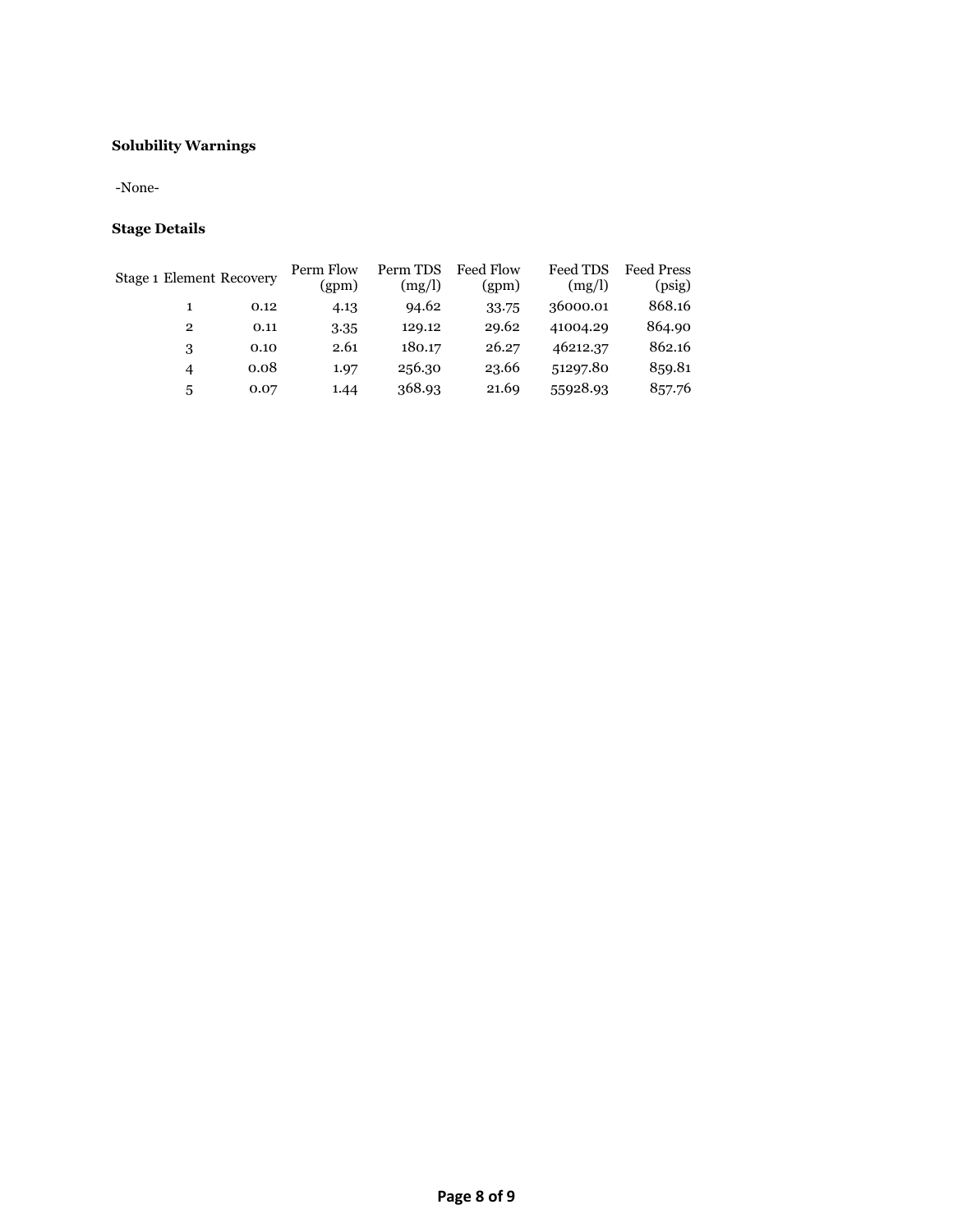**Solubility Warnings**

-None-

**Stage Details**

| Stage 1 Element | Recovery | Perm Flow (gpm) | Perm TDS (mg/l) | Feed Flow (gpm) | Feed TDS (mg/l) | Feed Press (psig) |
|---|---|---|---|---|---|---|
| 1 | 0.12 | 4.13 | 94.62 | 33.75 | 36000.01 | 868.16 |
| 2 | 0.11 | 3.35 | 129.12 | 29.62 | 41004.29 | 864.90 |
| 3 | 0.10 | 2.61 | 180.17 | 26.27 | 46212.37 | 862.16 |
| 4 | 0.08 | 1.97 | 256.30 | 23.66 | 51297.80 | 859.81 |
| 5 | 0.07 | 1.44 | 368.93 | 21.69 | 55928.93 | 857.76 |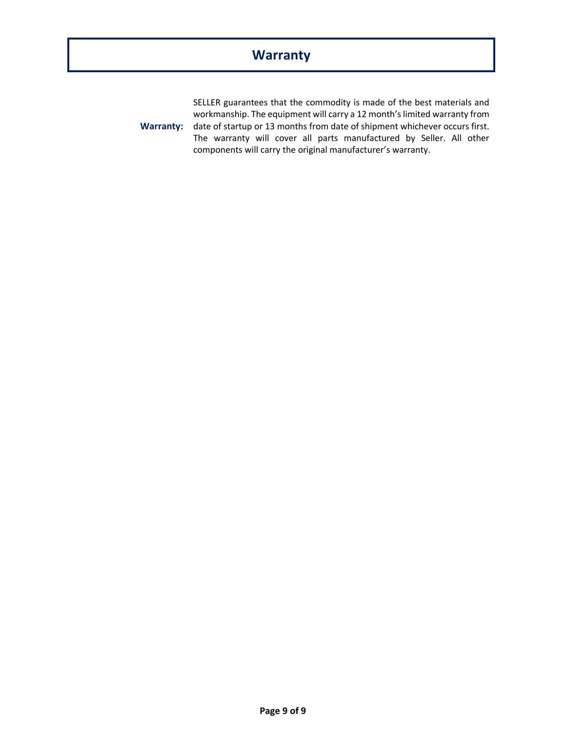# Warranty

**Warranty:** SELLER guarantees that the commodity is made of the best materials and workmanship. The equipment will carry a 12 month's limited warranty from date of startup or 13 months from date of shipment whichever occurs first. The warranty will cover all parts manufactured by Seller. All other components will carry the original manufacturer's warranty.